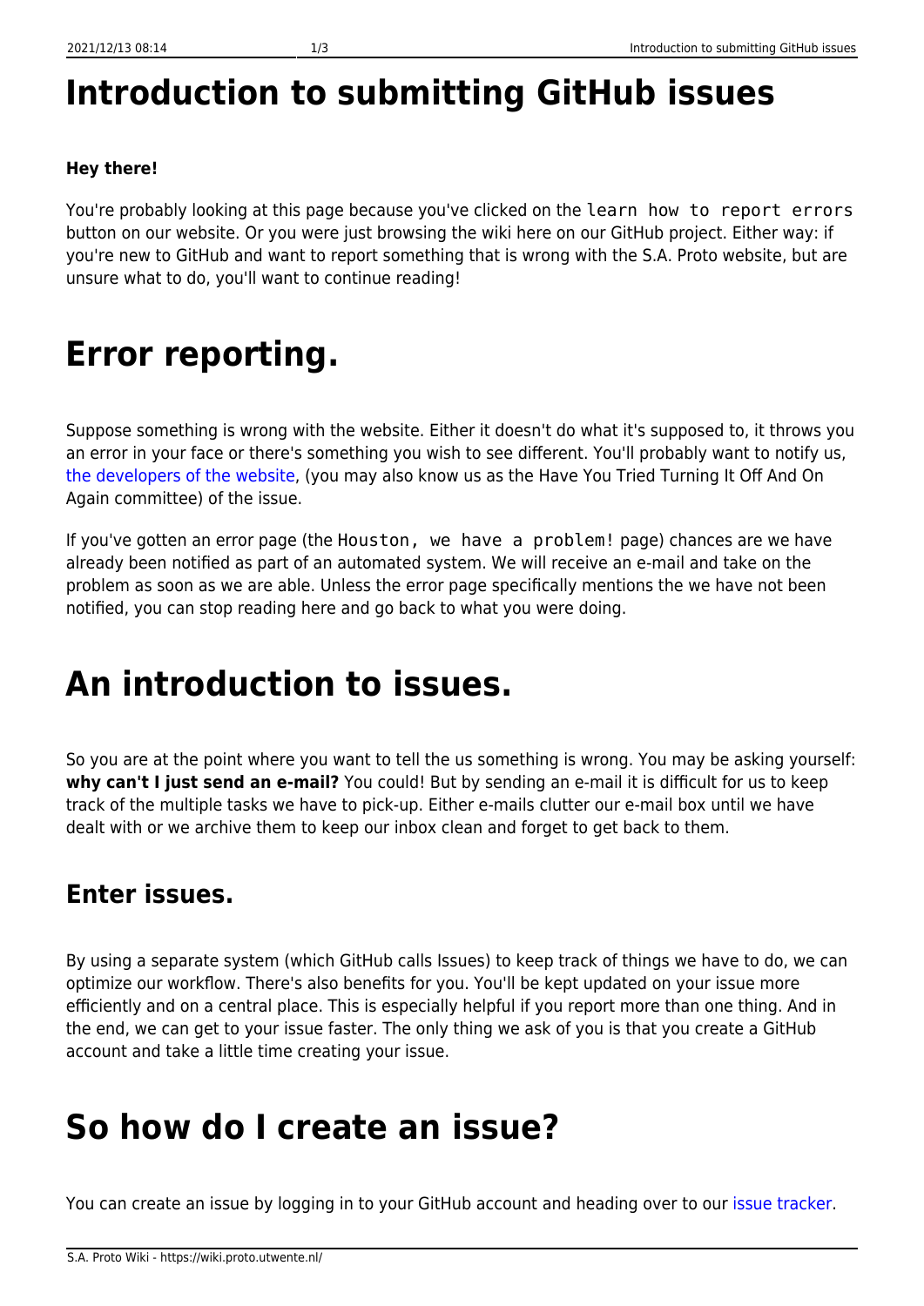# Introduction to submitting GitHub issues

**Hey there!**

You're probably looking at this page because you've clicked on the `learn how to report errors` button on our website. Or you were just browsing the wiki here on our GitHub project. Either way: if you're new to GitHub and want to report something that is wrong with the S.A. Proto website, but are unsure what to do, you'll want to continue reading!

# Error reporting.

Suppose something is wrong with the website. Either it doesn't do what it's supposed to, it throws you an error in your face or there's something you wish to see different. You'll probably want to notify us, the developers of the website, (you may also know us as the Have You Tried Turning It Off And On Again committee) of the issue.

If you've gotten an error page (the `Houston, we have a problem!` page) chances are we have already been notified as part of an automated system. We will receive an e-mail and take on the problem as soon as we are able. Unless the error page specifically mentions the we have not been notified, you can stop reading here and go back to what you were doing.

# An introduction to issues.

So you are at the point where you want to tell the us something is wrong. You may be asking yourself: **why can't I just send an e-mail?** You could! But by sending an e-mail it is difficult for us to keep track of the multiple tasks we have to pick-up. Either e-mails clutter our e-mail box until we have dealt with or we archive them to keep our inbox clean and forget to get back to them.

## Enter issues.

By using a separate system (which GitHub calls Issues) to keep track of things we have to do, we can optimize our workflow. There's also benefits for you. You'll be kept updated on your issue more efficiently and on a central place. This is especially helpful if you report more than one thing. And in the end, we can get to your issue faster. The only thing we ask of you is that you create a GitHub account and take a little time creating your issue.

# So how do I create an issue?

You can create an issue by logging in to your GitHub account and heading over to our issue tracker.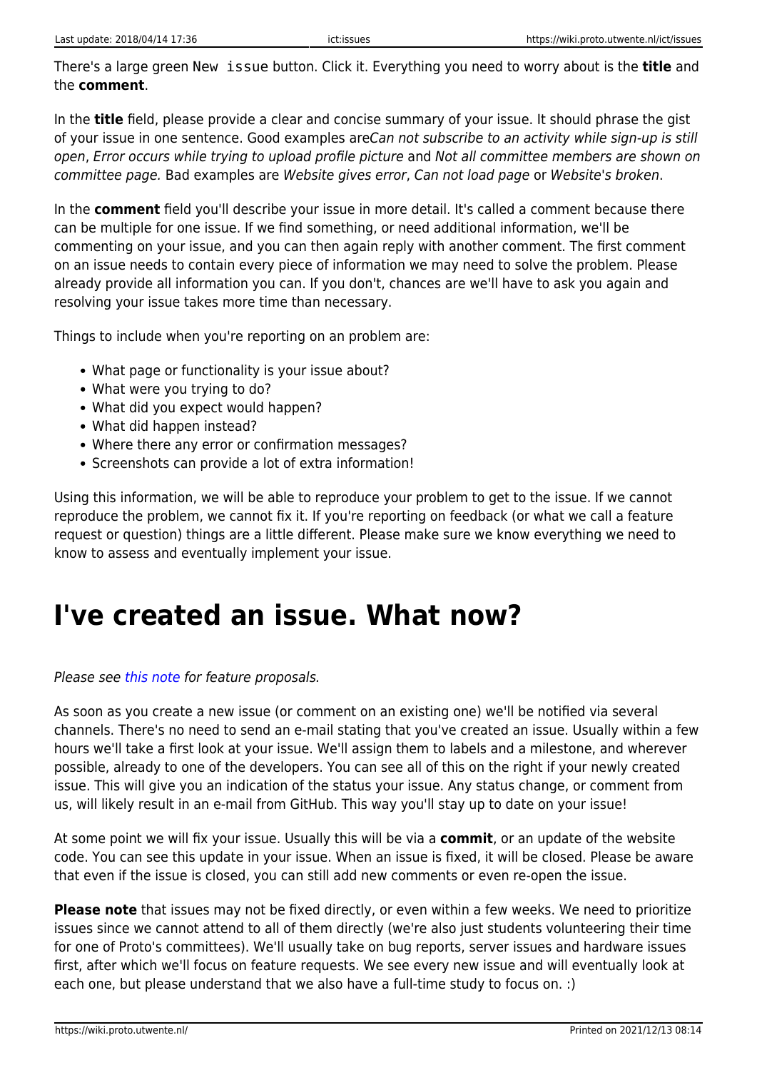There's a large green `New issue` button. Click it. Everything you need to worry about is the **title** and the **comment**.

In the **title** field, please provide a clear and concise summary of your issue. It should phrase the gist of your issue in one sentence. Good examples are*Can not subscribe to an activity while sign-up is still open*, *Error occurs while trying to upload profile picture* and *Not all committee members are shown on committee page.* Bad examples are *Website gives error*, *Can not load page* or *Website's broken*.

In the **comment** field you'll describe your issue in more detail. It's called a comment because there can be multiple for one issue. If we find something, or need additional information, we'll be commenting on your issue, and you can then again reply with another comment. The first comment on an issue needs to contain every piece of information we may need to solve the problem. Please already provide all information you can. If you don't, chances are we'll have to ask you again and resolving your issue takes more time than necessary.

Things to include when you're reporting on an problem are:

- What page or functionality is your issue about?
- What were you trying to do?
- What did you expect would happen?
- What did happen instead?
- Where there any error or confirmation messages?
- Screenshots can provide a lot of extra information!

Using this information, we will be able to reproduce your problem to get to the issue. If we cannot reproduce the problem, we cannot fix it. If you're reporting on feedback (or what we call a feature request or question) things are a little different. Please make sure we know everything we need to know to assess and eventually implement your issue.

# I've created an issue. What now?

*Please see this note for feature proposals.*

As soon as you create a new issue (or comment on an existing one) we'll be notified via several channels. There's no need to send an e-mail stating that you've created an issue. Usually within a few hours we'll take a first look at your issue. We'll assign them to labels and a milestone, and wherever possible, already to one of the developers. You can see all of this on the right if your newly created issue. This will give you an indication of the status your issue. Any status change, or comment from us, will likely result in an e-mail from GitHub. This way you'll stay up to date on your issue!

At some point we will fix your issue. Usually this will be via a **commit**, or an update of the website code. You can see this update in your issue. When an issue is fixed, it will be closed. Please be aware that even if the issue is closed, you can still add new comments or even re-open the issue.

**Please note** that issues may not be fixed directly, or even within a few weeks. We need to prioritize issues since we cannot attend to all of them directly (we're also just students volunteering their time for one of Proto's committees). We'll usually take on bug reports, server issues and hardware issues first, after which we'll focus on feature requests. We see every new issue and will eventually look at each one, but please understand that we also have a full-time study to focus on. :)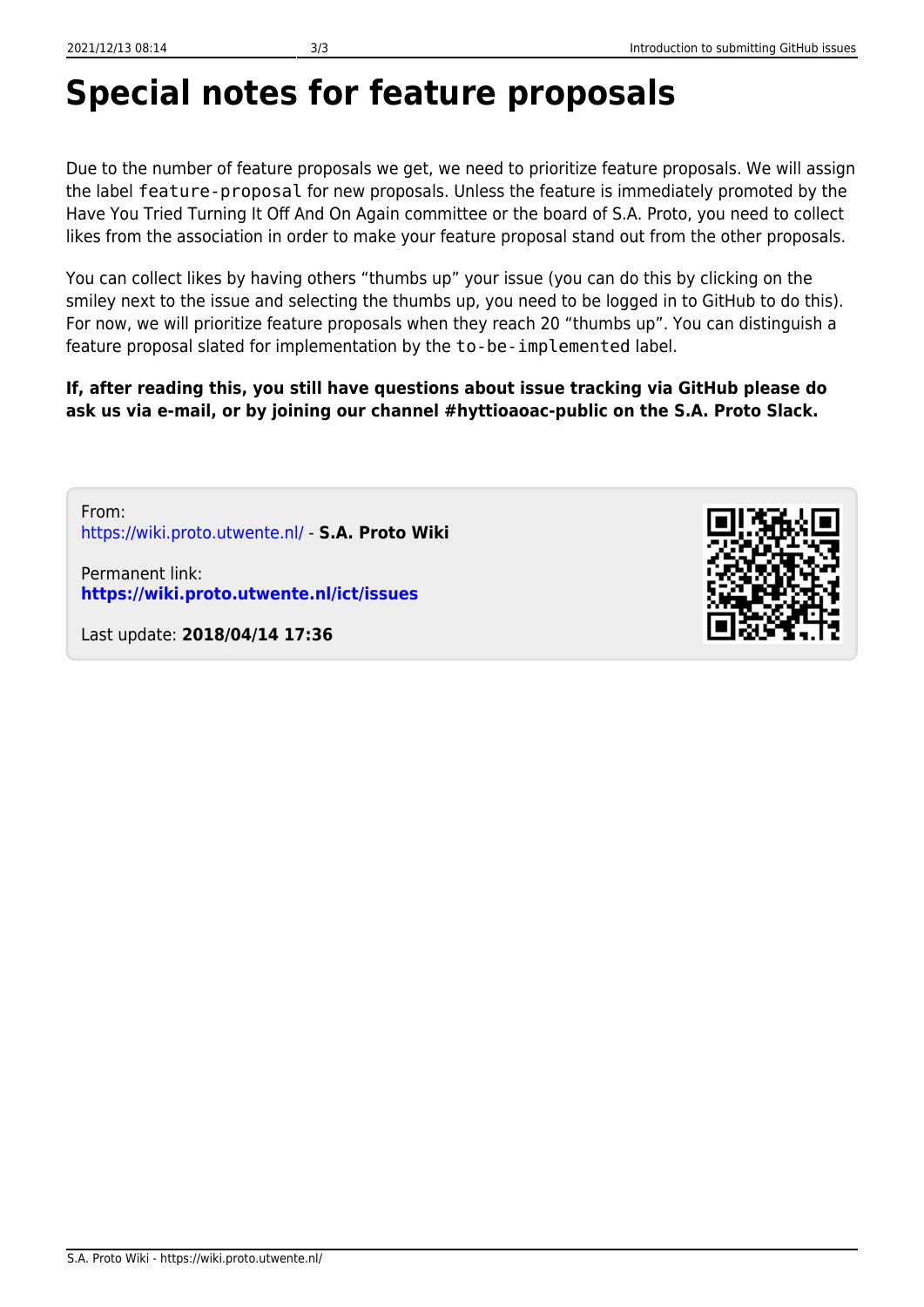# Special notes for feature proposals

Due to the number of feature proposals we get, we need to prioritize feature proposals. We will assign the label `feature-proposal` for new proposals. Unless the feature is immediately promoted by the Have You Tried Turning It Off And On Again committee or the board of S.A. Proto, you need to collect likes from the association in order to make your feature proposal stand out from the other proposals.

You can collect likes by having others "thumbs up" your issue (you can do this by clicking on the smiley next to the issue and selecting the thumbs up, you need to be logged in to GitHub to do this). For now, we will prioritize feature proposals when they reach 20 "thumbs up". You can distinguish a feature proposal slated for implementation by the `to-be-implemented` label.

**If, after reading this, you still have questions about issue tracking via GitHub please do ask us via e-mail, or by joining our channel #hyttioaoac-public on the S.A. Proto Slack.**

From:
https://wiki.proto.utwente.nl/ - **S.A. Proto Wiki**

Permanent link:
**https://wiki.proto.utwente.nl/ict/issues**

Last update: **2018/04/14 17:36**